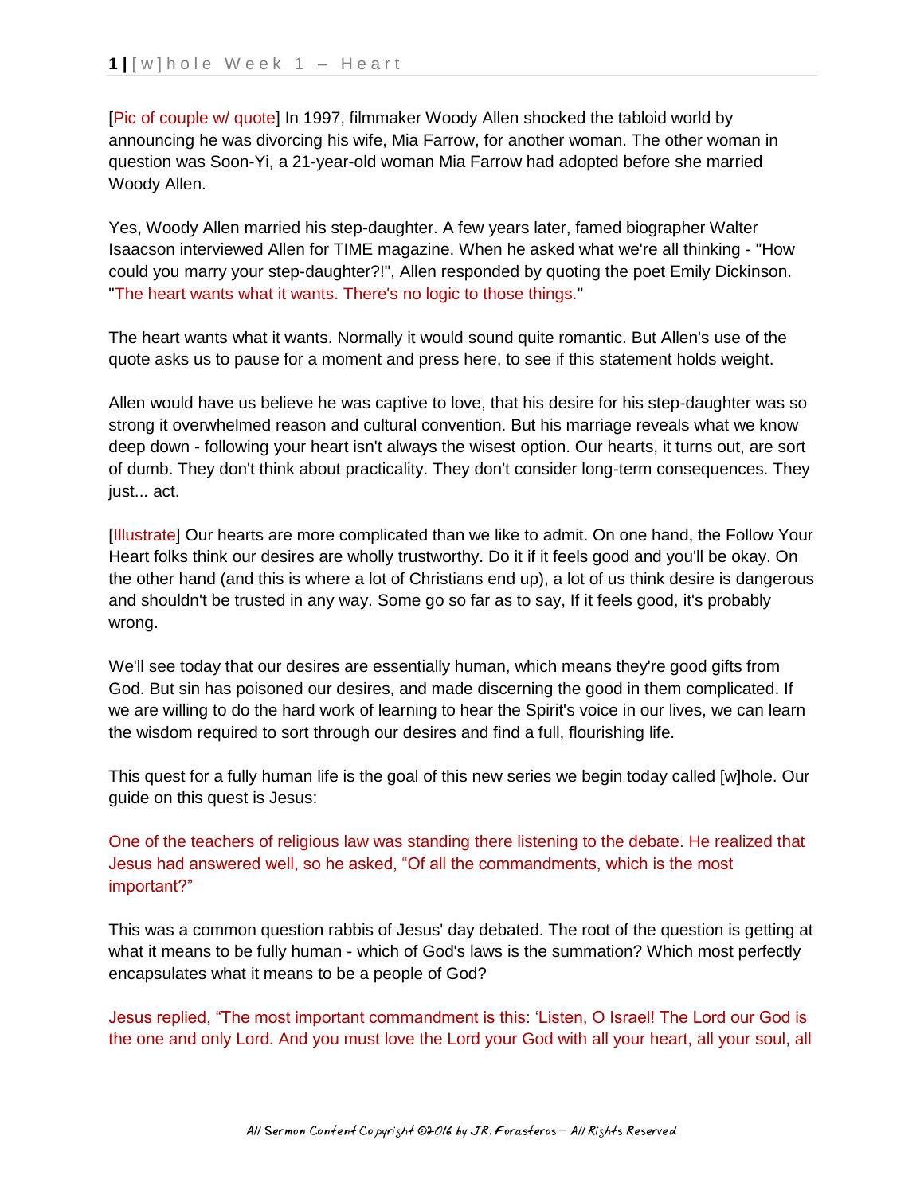[Pic of couple w/ quote] In 1997, filmmaker Woody Allen shocked the tabloid world by announcing he was divorcing his wife, Mia Farrow, for another woman. The other woman in question was Soon-Yi, a 21-year-old woman Mia Farrow had adopted before she married Woody Allen.

Yes, Woody Allen married his step-daughter. A few years later, famed biographer Walter Isaacson interviewed Allen for TIME magazine. When he asked what we're all thinking - "How could you marry your step-daughter?!", Allen responded by quoting the poet Emily Dickinson. "The heart wants what it wants. There's no logic to those things."

The heart wants what it wants. Normally it would sound quite romantic. But Allen's use of the quote asks us to pause for a moment and press here, to see if this statement holds weight.

Allen would have us believe he was captive to love, that his desire for his step-daughter was so strong it overwhelmed reason and cultural convention. But his marriage reveals what we know deep down - following your heart isn't always the wisest option. Our hearts, it turns out, are sort of dumb. They don't think about practicality. They don't consider long-term consequences. They just... act.

[Illustrate] Our hearts are more complicated than we like to admit. On one hand, the Follow Your Heart folks think our desires are wholly trustworthy. Do it if it feels good and you'll be okay. On the other hand (and this is where a lot of Christians end up), a lot of us think desire is dangerous and shouldn't be trusted in any way. Some go so far as to say, If it feels good, it's probably wrong.

We'll see today that our desires are essentially human, which means they're good gifts from God. But sin has poisoned our desires, and made discerning the good in them complicated. If we are willing to do the hard work of learning to hear the Spirit's voice in our lives, we can learn the wisdom required to sort through our desires and find a full, flourishing life.

This quest for a fully human life is the goal of this new series we begin today called [w]hole. Our guide on this quest is Jesus:

One of the teachers of religious law was standing there listening to the debate. He realized that Jesus had answered well, so he asked, "Of all the commandments, which is the most important?"

This was a common question rabbis of Jesus' day debated. The root of the question is getting at what it means to be fully human - which of God's laws is the summation? Which most perfectly encapsulates what it means to be a people of God?

Jesus replied, "The most important commandment is this: 'Listen, O Israel! The Lord our God is the one and only Lord. And you must love the Lord your God with all your heart, all your soul, all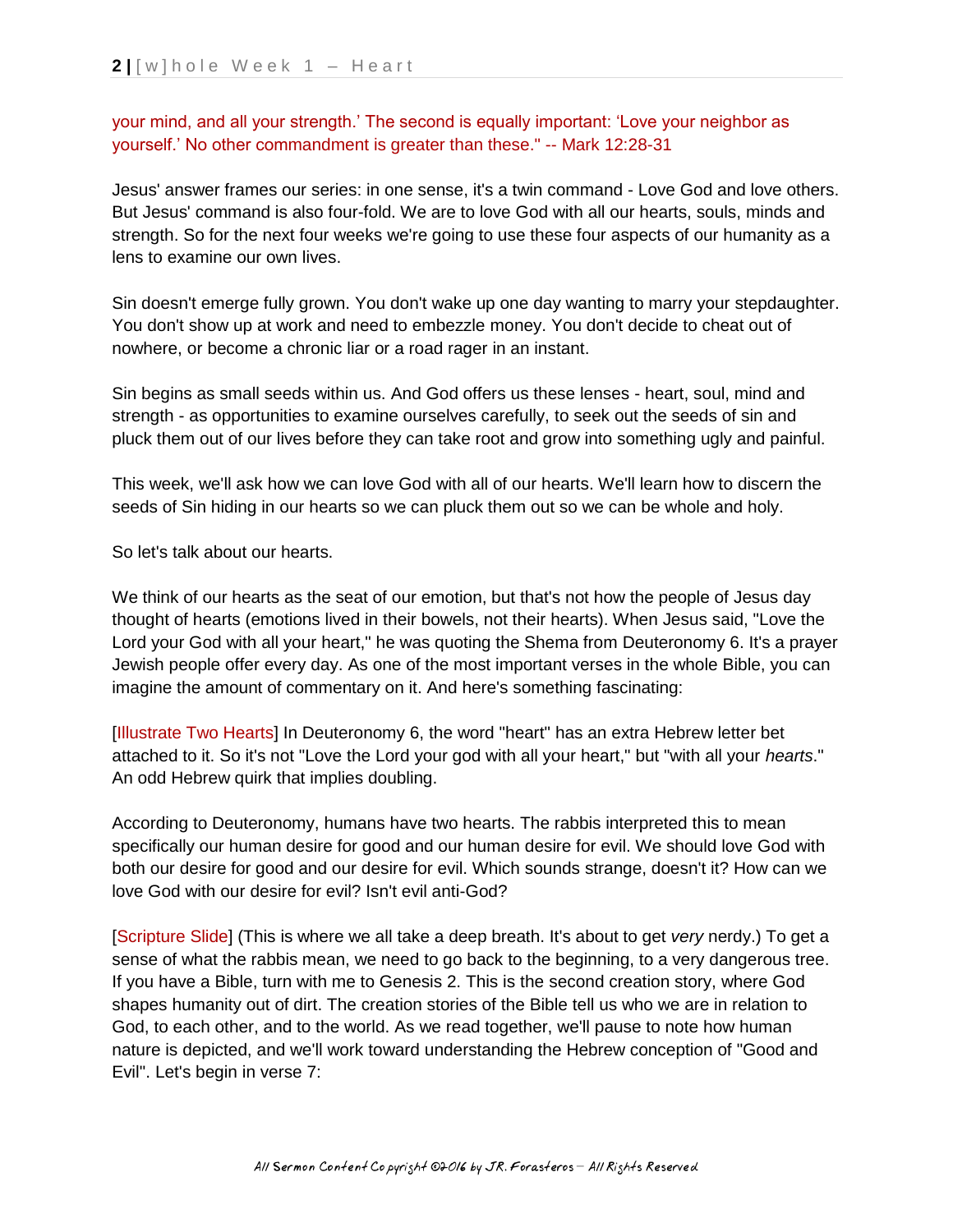your mind, and all your strength.' The second is equally important: 'Love your neighbor as yourself.' No other commandment is greater than these." -- Mark 12:28-31

Jesus' answer frames our series: in one sense, it's a twin command - Love God and love others. But Jesus' command is also four-fold. We are to love God with all our hearts, souls, minds and strength. So for the next four weeks we're going to use these four aspects of our humanity as a lens to examine our own lives.

Sin doesn't emerge fully grown. You don't wake up one day wanting to marry your stepdaughter. You don't show up at work and need to embezzle money. You don't decide to cheat out of nowhere, or become a chronic liar or a road rager in an instant.

Sin begins as small seeds within us. And God offers us these lenses - heart, soul, mind and strength - as opportunities to examine ourselves carefully, to seek out the seeds of sin and pluck them out of our lives before they can take root and grow into something ugly and painful.

This week, we'll ask how we can love God with all of our hearts. We'll learn how to discern the seeds of Sin hiding in our hearts so we can pluck them out so we can be whole and holy.

So let's talk about our hearts.

We think of our hearts as the seat of our emotion, but that's not how the people of Jesus day thought of hearts (emotions lived in their bowels, not their hearts). When Jesus said, "Love the Lord your God with all your heart," he was quoting the Shema from Deuteronomy 6. It's a prayer Jewish people offer every day. As one of the most important verses in the whole Bible, you can imagine the amount of commentary on it. And here's something fascinating:

[Illustrate Two Hearts] In Deuteronomy 6, the word "heart" has an extra Hebrew letter bet attached to it. So it's not "Love the Lord your god with all your heart," but "with all your *hearts*." An odd Hebrew quirk that implies doubling.

According to Deuteronomy, humans have two hearts. The rabbis interpreted this to mean specifically our human desire for good and our human desire for evil. We should love God with both our desire for good and our desire for evil. Which sounds strange, doesn't it? How can we love God with our desire for evil? Isn't evil anti-God?

[Scripture Slide] (This is where we all take a deep breath. It's about to get *very* nerdy.) To get a sense of what the rabbis mean, we need to go back to the beginning, to a very dangerous tree. If you have a Bible, turn with me to Genesis 2. This is the second creation story, where God shapes humanity out of dirt. The creation stories of the Bible tell us who we are in relation to God, to each other, and to the world. As we read together, we'll pause to note how human nature is depicted, and we'll work toward understanding the Hebrew conception of "Good and Evil". Let's begin in verse 7: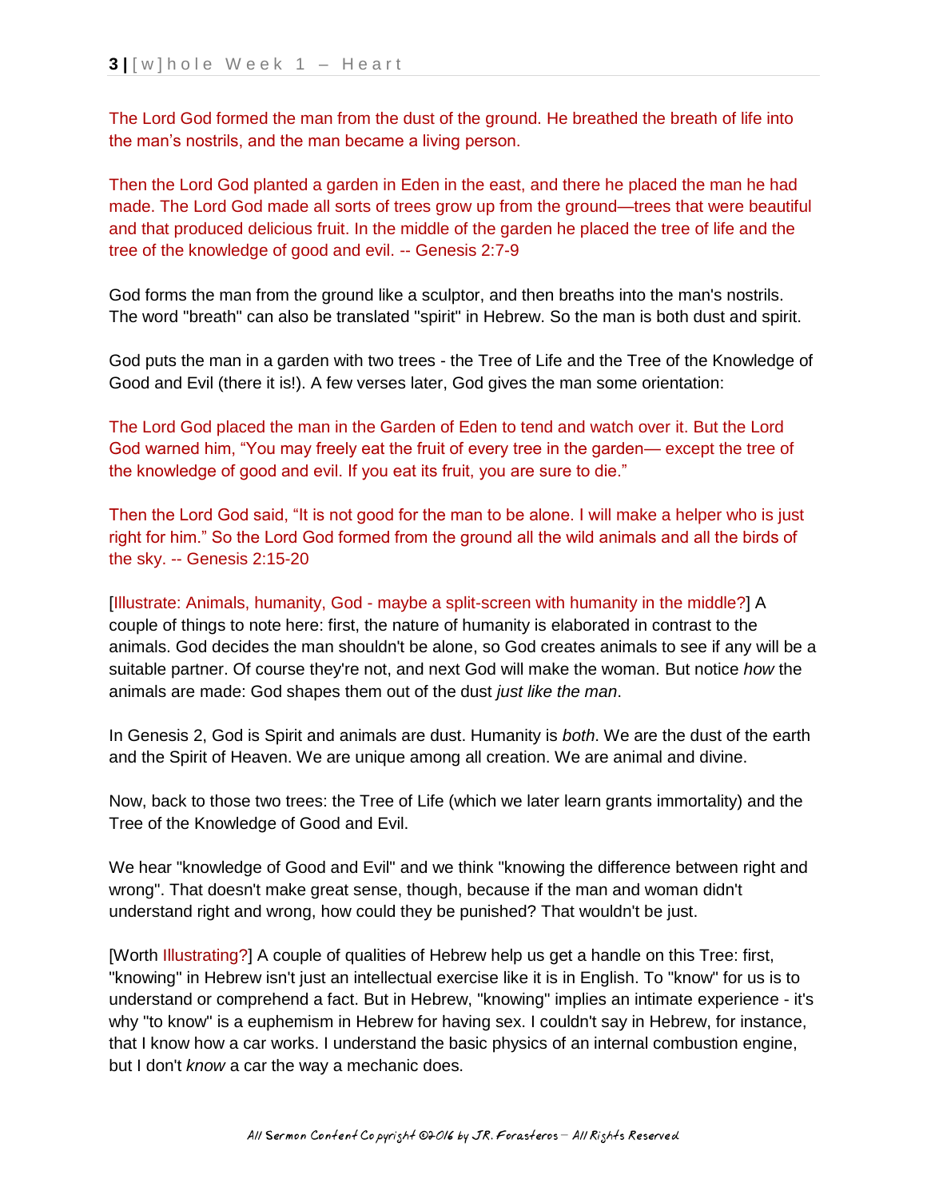The Lord God formed the man from the dust of the ground. He breathed the breath of life into the man's nostrils, and the man became a living person.

Then the Lord God planted a garden in Eden in the east, and there he placed the man he had made. The Lord God made all sorts of trees grow up from the ground—trees that were beautiful and that produced delicious fruit. In the middle of the garden he placed the tree of life and the tree of the knowledge of good and evil. -- Genesis 2:7-9

God forms the man from the ground like a sculptor, and then breaths into the man's nostrils. The word "breath" can also be translated "spirit" in Hebrew. So the man is both dust and spirit.

God puts the man in a garden with two trees - the Tree of Life and the Tree of the Knowledge of Good and Evil (there it is!). A few verses later, God gives the man some orientation:

The Lord God placed the man in the Garden of Eden to tend and watch over it. But the Lord God warned him, "You may freely eat the fruit of every tree in the garden— except the tree of the knowledge of good and evil. If you eat its fruit, you are sure to die."

Then the Lord God said, "It is not good for the man to be alone. I will make a helper who is just right for him." So the Lord God formed from the ground all the wild animals and all the birds of the sky. -- Genesis 2:15-20

[Illustrate: Animals, humanity, God - maybe a split-screen with humanity in the middle?] A couple of things to note here: first, the nature of humanity is elaborated in contrast to the animals. God decides the man shouldn't be alone, so God creates animals to see if any will be a suitable partner. Of course they're not, and next God will make the woman. But notice *how* the animals are made: God shapes them out of the dust *just like the man*.

In Genesis 2, God is Spirit and animals are dust. Humanity is *both*. We are the dust of the earth and the Spirit of Heaven. We are unique among all creation. We are animal and divine.

Now, back to those two trees: the Tree of Life (which we later learn grants immortality) and the Tree of the Knowledge of Good and Evil.

We hear "knowledge of Good and Evil" and we think "knowing the difference between right and wrong". That doesn't make great sense, though, because if the man and woman didn't understand right and wrong, how could they be punished? That wouldn't be just.

[Worth Illustrating?] A couple of qualities of Hebrew help us get a handle on this Tree: first, "knowing" in Hebrew isn't just an intellectual exercise like it is in English. To "know" for us is to understand or comprehend a fact. But in Hebrew, "knowing" implies an intimate experience - it's why "to know" is a euphemism in Hebrew for having sex. I couldn't say in Hebrew, for instance, that I know how a car works. I understand the basic physics of an internal combustion engine, but I don't *know* a car the way a mechanic does.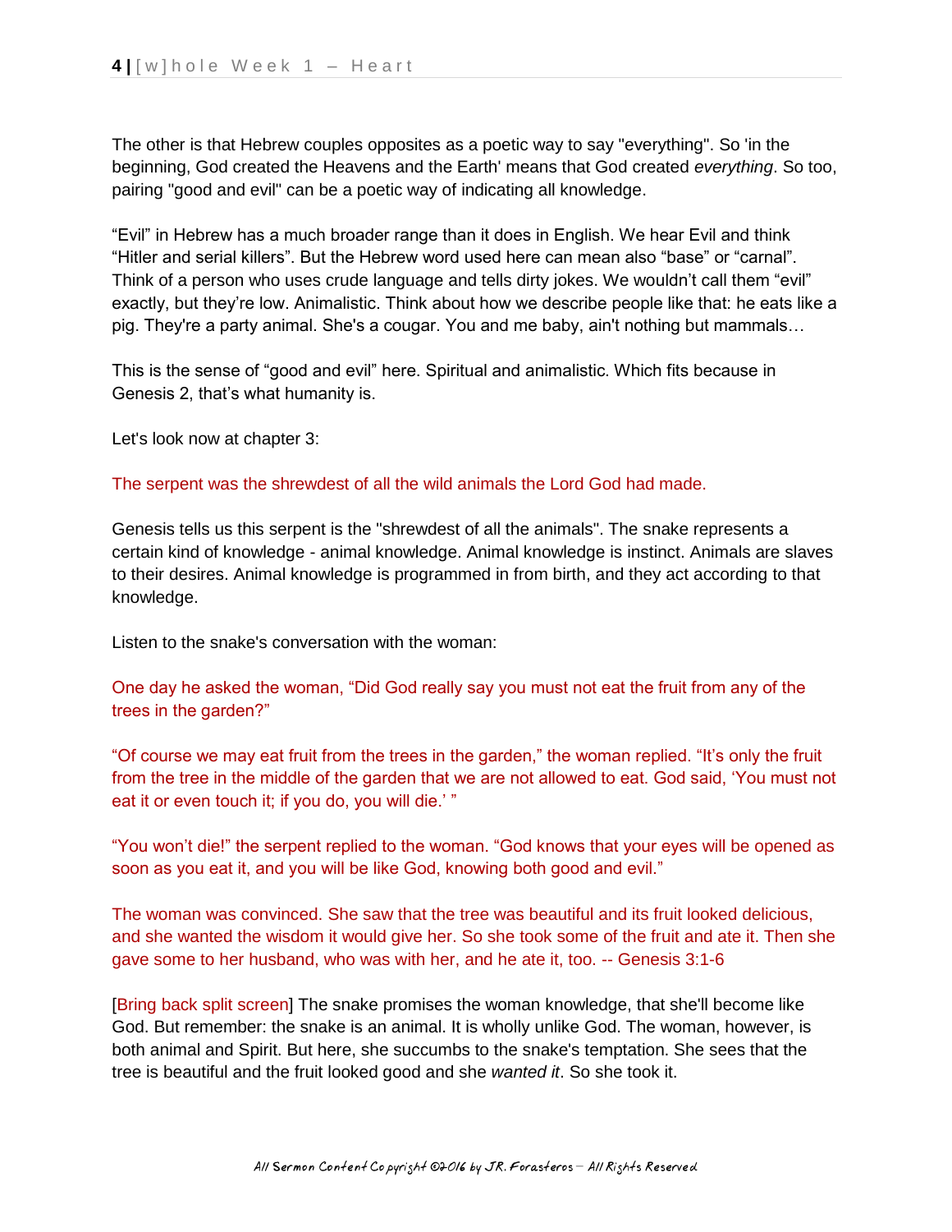The other is that Hebrew couples opposites as a poetic way to say "everything". So 'in the beginning, God created the Heavens and the Earth' means that God created *everything*. So too, pairing "good and evil" can be a poetic way of indicating all knowledge.

“Evil” in Hebrew has a much broader range than it does in English. We hear Evil and think “Hitler and serial killers”. But the Hebrew word used here can mean also “base” or “carnal”. Think of a person who uses crude language and tells dirty jokes. We wouldn’t call them “evil” exactly, but they’re low. Animalistic. Think about how we describe people like that: he eats like a pig. They're a party animal. She's a cougar. You and me baby, ain't nothing but mammals…

This is the sense of “good and evil” here. Spiritual and animalistic. Which fits because in Genesis 2, that’s what humanity is.

Let's look now at chapter 3:

The serpent was the shrewdest of all the wild animals the Lord God had made.

Genesis tells us this serpent is the "shrewdest of all the animals". The snake represents a certain kind of knowledge - animal knowledge. Animal knowledge is instinct. Animals are slaves to their desires. Animal knowledge is programmed in from birth, and they act according to that knowledge.

Listen to the snake's conversation with the woman:

One day he asked the woman, “Did God really say you must not eat the fruit from any of the trees in the garden?”

“Of course we may eat fruit from the trees in the garden,” the woman replied. “It’s only the fruit from the tree in the middle of the garden that we are not allowed to eat. God said, ‘You must not eat it or even touch it; if you do, you will die.’ ”

“You won’t die!” the serpent replied to the woman. “God knows that your eyes will be opened as soon as you eat it, and you will be like God, knowing both good and evil.”

The woman was convinced. She saw that the tree was beautiful and its fruit looked delicious, and she wanted the wisdom it would give her. So she took some of the fruit and ate it. Then she gave some to her husband, who was with her, and he ate it, too. -- Genesis 3:1-6

[Bring back split screen] The snake promises the woman knowledge, that she'll become like God. But remember: the snake is an animal. It is wholly unlike God. The woman, however, is both animal and Spirit. But here, she succumbs to the snake's temptation. She sees that the tree is beautiful and the fruit looked good and she *wanted it*. So she took it.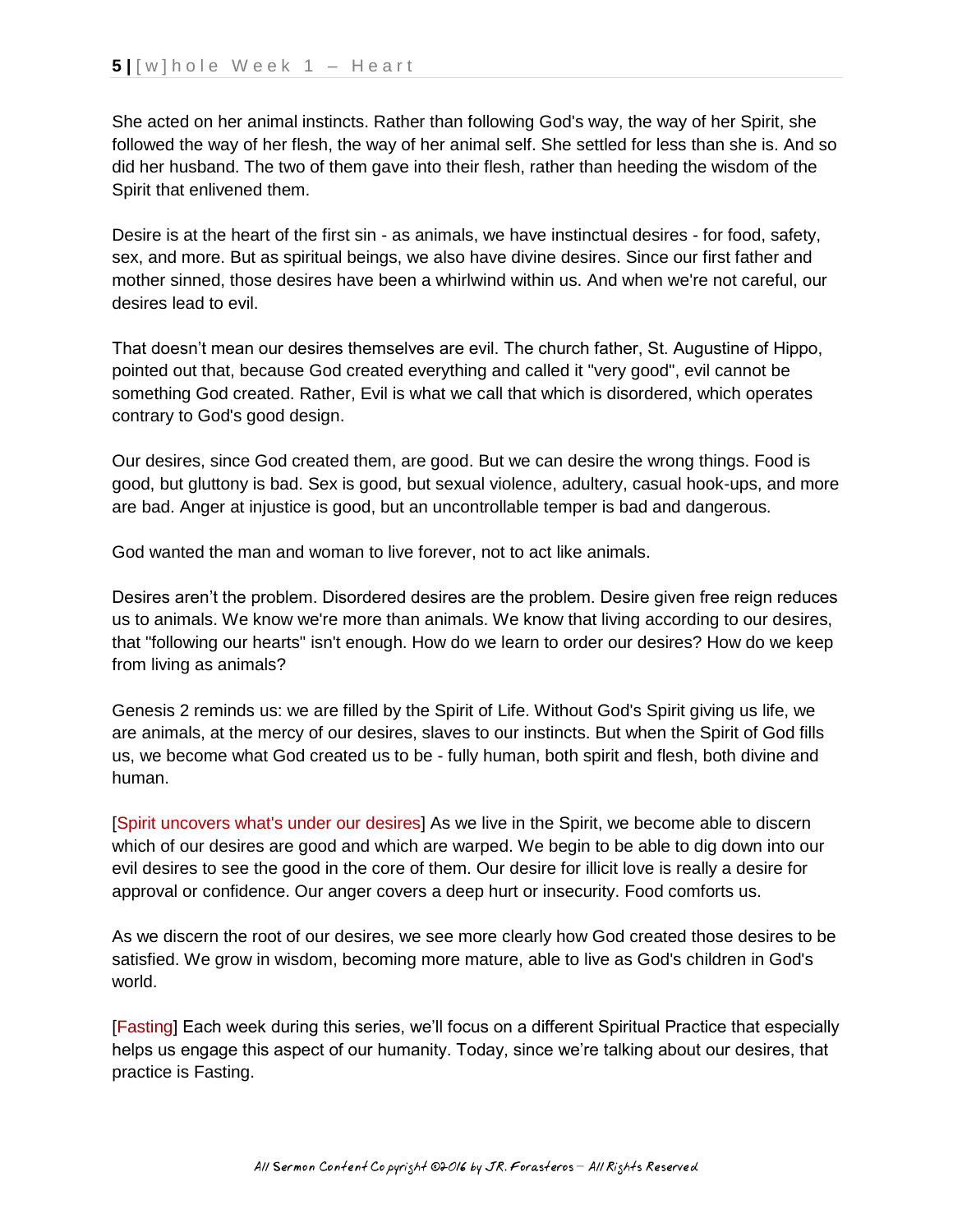She acted on her animal instincts. Rather than following God's way, the way of her Spirit, she followed the way of her flesh, the way of her animal self. She settled for less than she is. And so did her husband. The two of them gave into their flesh, rather than heeding the wisdom of the Spirit that enlivened them.

Desire is at the heart of the first sin - as animals, we have instinctual desires - for food, safety, sex, and more. But as spiritual beings, we also have divine desires. Since our first father and mother sinned, those desires have been a whirlwind within us. And when we're not careful, our desires lead to evil.

That doesn't mean our desires themselves are evil. The church father, St. Augustine of Hippo, pointed out that, because God created everything and called it "very good", evil cannot be something God created. Rather, Evil is what we call that which is disordered, which operates contrary to God's good design.

Our desires, since God created them, are good. But we can desire the wrong things. Food is good, but gluttony is bad. Sex is good, but sexual violence, adultery, casual hook-ups, and more are bad. Anger at injustice is good, but an uncontrollable temper is bad and dangerous.

God wanted the man and woman to live forever, not to act like animals.

Desires aren't the problem. Disordered desires are the problem. Desire given free reign reduces us to animals. We know we're more than animals. We know that living according to our desires, that "following our hearts" isn't enough. How do we learn to order our desires? How do we keep from living as animals?

Genesis 2 reminds us: we are filled by the Spirit of Life. Without God's Spirit giving us life, we are animals, at the mercy of our desires, slaves to our instincts. But when the Spirit of God fills us, we become what God created us to be - fully human, both spirit and flesh, both divine and human.

[Spirit uncovers what's under our desires] As we live in the Spirit, we become able to discern which of our desires are good and which are warped. We begin to be able to dig down into our evil desires to see the good in the core of them. Our desire for illicit love is really a desire for approval or confidence. Our anger covers a deep hurt or insecurity. Food comforts us.

As we discern the root of our desires, we see more clearly how God created those desires to be satisfied. We grow in wisdom, becoming more mature, able to live as God's children in God's world.

[Fasting] Each week during this series, we'll focus on a different Spiritual Practice that especially helps us engage this aspect of our humanity. Today, since we're talking about our desires, that practice is Fasting.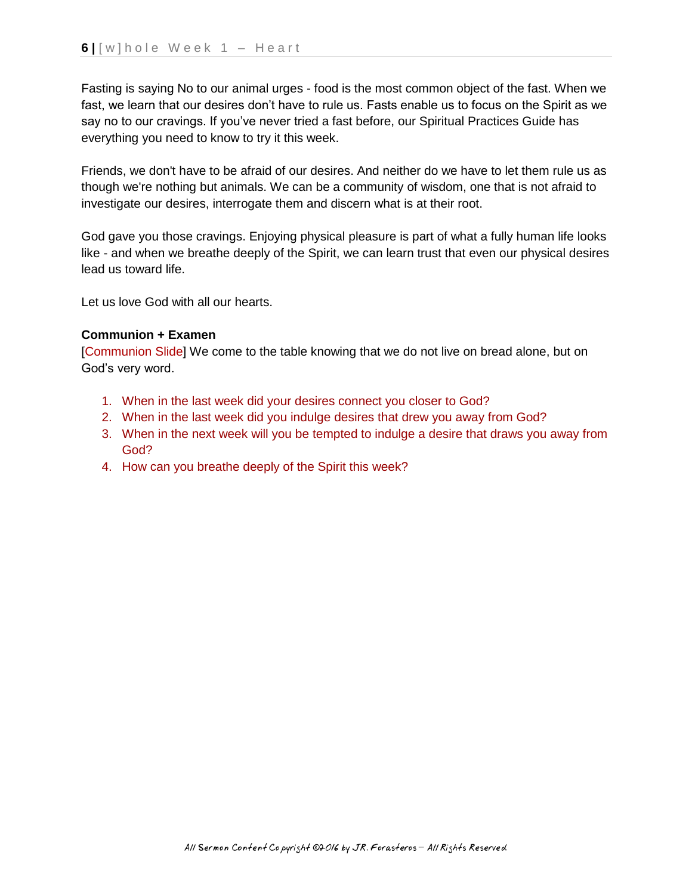Fasting is saying No to our animal urges - food is the most common object of the fast. When we fast, we learn that our desires don't have to rule us. Fasts enable us to focus on the Spirit as we say no to our cravings. If you've never tried a fast before, our Spiritual Practices Guide has everything you need to know to try it this week.

Friends, we don't have to be afraid of our desires. And neither do we have to let them rule us as though we're nothing but animals. We can be a community of wisdom, one that is not afraid to investigate our desires, interrogate them and discern what is at their root.

God gave you those cravings. Enjoying physical pleasure is part of what a fully human life looks like - and when we breathe deeply of the Spirit, we can learn trust that even our physical desires lead us toward life.

Let us love God with all our hearts.

**Communion + Examen**

[Communion Slide] We come to the table knowing that we do not live on bread alone, but on God's very word.

1. When in the last week did your desires connect you closer to God?
2. When in the last week did you indulge desires that drew you away from God?
3. When in the next week will you be tempted to indulge a desire that draws you away from God?
4. How can you breathe deeply of the Spirit this week?

All Sermon Content Copyright ©2016 by JR. Forasteros – All Rights Reserved